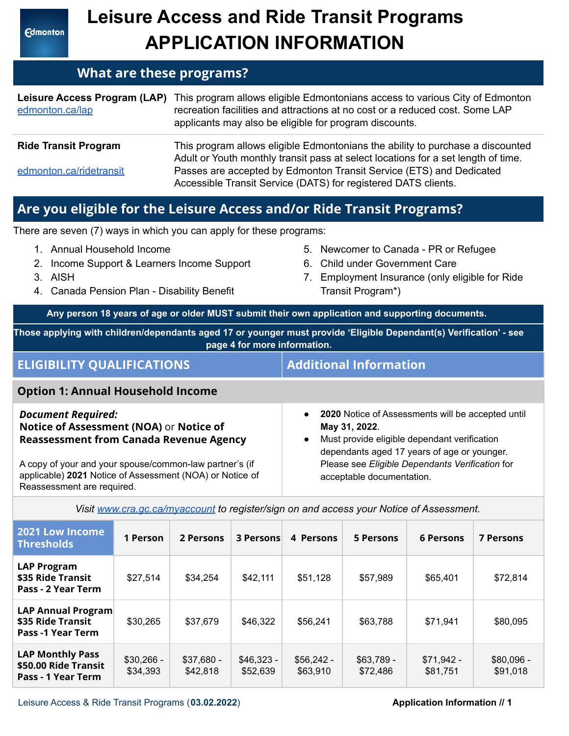# Leisure Access and Ride Transit Programs APPLICATION INFORMATION

## What are these programs?

| | |
|---|---|
| **Leisure Access Program (LAP)** edmonton.ca/lap | This program allows eligible Edmontonians access to various City of Edmonton recreation facilities and attractions at no cost or a reduced cost. Some LAP applicants may also be eligible for program discounts. |
| **Ride Transit Program** edmonton.ca/ridetransit | This program allows eligible Edmontonians the ability to purchase a discounted Adult or Youth monthly transit pass at select locations for a set length of time. Passes are accepted by Edmonton Transit Service (ETS) and Dedicated Accessible Transit Service (DATS) for registered DATS clients. |

## Are you eligible for the Leisure Access and/or Ride Transit Programs?

There are seven (7) ways in which you can apply for these programs:

1. Annual Household Income
2. Income Support & Learners Income Support
3. AISH
4. Canada Pension Plan - Disability Benefit
5. Newcomer to Canada - PR or Refugee
6. Child under Government Care
7. Employment Insurance (only eligible for Ride Transit Program*)

**Any person 18 years of age or older MUST submit their own application and supporting documents.**

**Those applying with children/dependants aged 17 or younger must provide 'Eligible Dependant(s) Verification' - see page 4 for more information.**

| ELIGIBILITY QUALIFICATIONS | Additional Information |
|---|---|
| **Option 1: Annual Household Income** | |
| ***Document Required:*** **Notice of Assessment (NOA)** or **Notice of Reassessment from Canada Revenue Agency**<br><br>A copy of your and your spouse/common-law partner's (if applicable) **2021** Notice of Assessment (NOA) or Notice of Reassessment are required. | • **2020** Notice of Assessments will be accepted until **May 31, 2022**.<br>• Must provide eligible dependant verification dependants aged 17 years of age or younger. Please see *Eligible Dependants Verification* for acceptable documentation. |

*Visit www.cra.gc.ca/myaccount to register/sign on and access your Notice of Assessment.*

| 2021 Low Income Thresholds | 1 Person | 2 Persons | 3 Persons | 4 Persons | 5 Persons | 6 Persons | 7 Persons |
|---|---|---|---|---|---|---|---|
| **LAP Program $35 Ride Transit Pass - 2 Year Term** | $27,514 | $34,254 | $42,111 | $51,128 | $57,989 | $65,401 | $72,814 |
| **LAP Annual Program $35 Ride Transit Pass -1 Year Term** | $30,265 | $37,679 | $46,322 | $56,241 | $63,788 | $71,941 | $80,095 |
| **LAP Monthly Pass $50.00 Ride Transit Pass - 1 Year Term** | $30,266 - $34,393 | $37,680 - $42,818 | $46,323 - $52,639 | $56,242 - $63,910 | $63,789 - $72,486 | $71,942 - $81,751 | $80,096 - $91,018 |

Leisure Access & Ride Transit Programs (**03.02.2022**)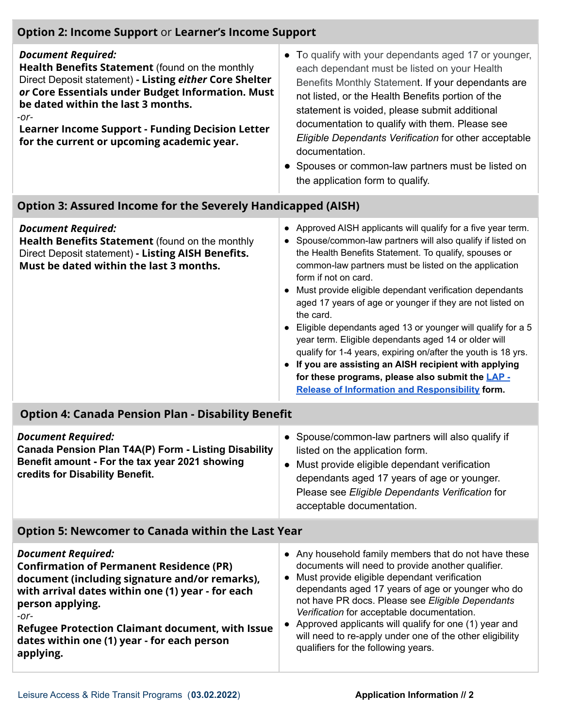## Option 2: Income Support or Learner's Income Support

| Document Required | Notes |
|---|---|
| ***Document Required:*** **Health Benefits Statement** (found on the monthly Direct Deposit statement) **- Listing *either* Core Shelter *or* Core Essentials under Budget Information. Must be dated within the last 3 months.** *-or-* **Learner Income Support - Funding Decision Letter for the current or upcoming academic year.** | • To qualify with your dependants aged 17 or younger, each dependant must be listed on your Health Benefits Monthly Statement. If your dependants are not listed, or the Health Benefits portion of the statement is voided, please submit additional documentation to qualify with them. Please see *Eligible Dependants Verification* for other acceptable documentation. <br> • Spouses or common-law partners must be listed on the application form to qualify. |

## Option 3: Assured Income for the Severely Handicapped (AISH)

| Document Required | Notes |
|---|---|
| ***Document Required:*** **Health Benefits Statement** (found on the monthly Direct Deposit statement) **- Listing AISH Benefits. Must be dated within the last 3 months.** | • Approved AISH applicants will qualify for a five year term. <br> • Spouse/common-law partners will also qualify if listed on the Health Benefits Statement. To qualify, spouses or common-law partners must be listed on the application form if not on card. <br> • Must provide eligible dependant verification dependants aged 17 years of age or younger if they are not listed on the card. <br> • Eligible dependants aged 13 or younger will qualify for a 5 year term. Eligible dependants aged 14 or older will qualify for 1-4 years, expiring on/after the youth is 18 yrs. <br> • **If you are assisting an AISH recipient with applying for these programs, please also submit the LAP - Release of Information and Responsibility form.** |

## Option 4: Canada Pension Plan - Disability Benefit

| Document Required | Notes |
|---|---|
| ***Document Required:*** **Canada Pension Plan T4A(P) Form - Listing Disability Benefit amount - For the tax year 2021 showing credits for Disability Benefit.** | • Spouse/common-law partners will also qualify if listed on the application form. <br> • Must provide eligible dependant verification dependants aged 17 years of age or younger. Please see *Eligible Dependants Verification* for acceptable documentation. |

## Option 5: Newcomer to Canada within the Last Year

| Document Required | Notes |
|---|---|
| ***Document Required:*** **Confirmation of Permanent Residence (PR) document (including signature and/or remarks), with arrival dates within one (1) year - for each person applying.** *-or-* **Refugee Protection Claimant document, with Issue dates within one (1) year - for each person applying.** | • Any household family members that do not have these documents will need to provide another qualifier. <br> • Must provide eligible dependant verification dependants aged 17 years of age or younger who do not have PR docs. Please see *Eligible Dependants Verification* for acceptable documentation. <br> • Approved applicants will qualify for one (1) year and will need to re-apply under one of the other eligibility qualifiers for the following years. |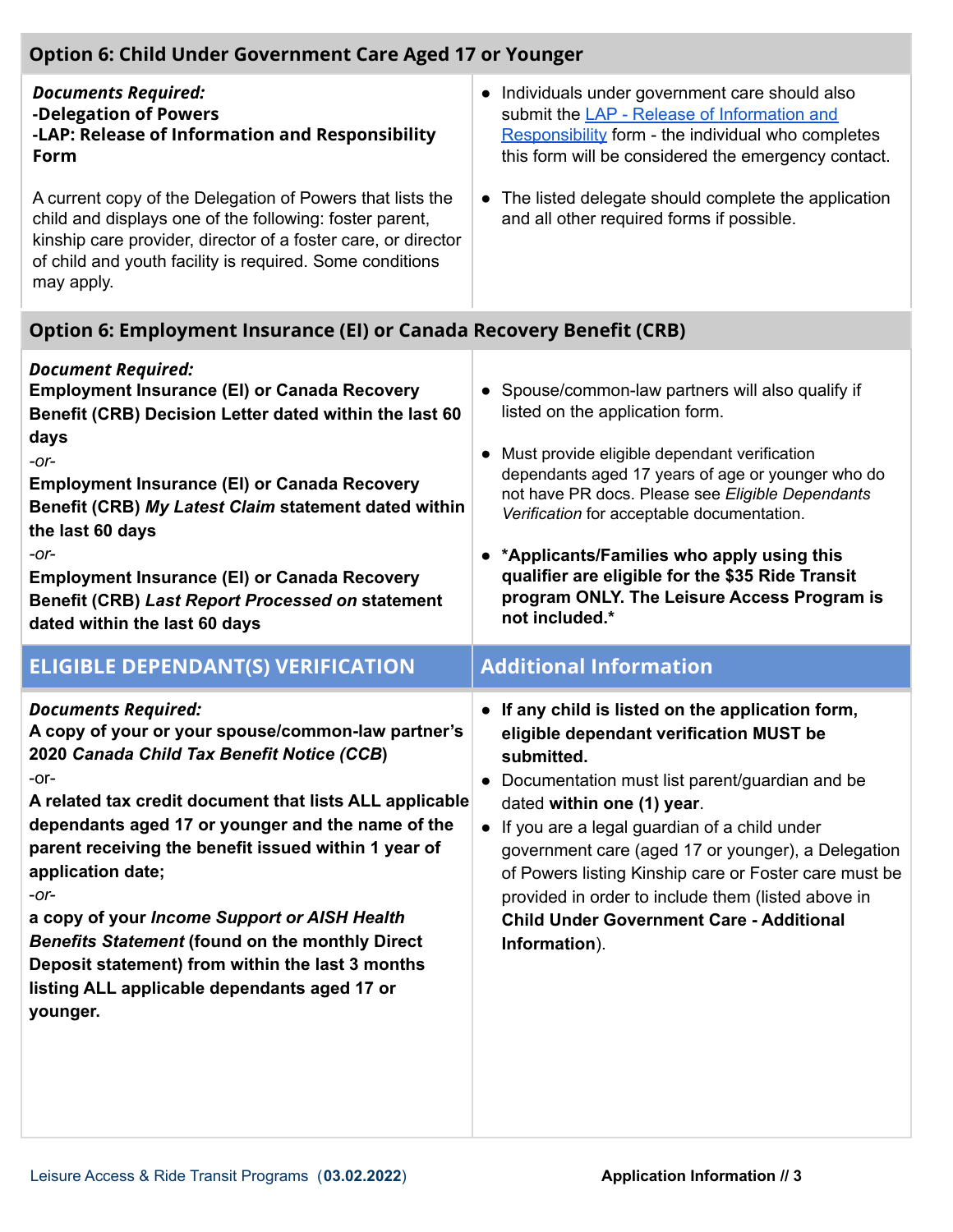## Option 6: Child Under Government Care Aged 17 or Younger

***Documents Required:***
**-Delegation of Powers**
**-LAP: Release of Information and Responsibility Form**

A current copy of the Delegation of Powers that lists the child and displays one of the following: foster parent, kinship care provider, director of a foster care, or director of child and youth facility is required. Some conditions may apply.

- Individuals under government care should also submit the LAP - Release of Information and Responsibility form - the individual who completes this form will be considered the emergency contact.
- The listed delegate should complete the application and all other required forms if possible.

## Option 6: Employment Insurance (EI) or Canada Recovery Benefit (CRB)

***Document Required:***
**Employment Insurance (EI) or Canada Recovery Benefit (CRB) Decision Letter dated within the last 60 days**
*-or-*
**Employment Insurance (EI) or Canada Recovery Benefit (CRB) *My Latest Claim* statement dated within the last 60 days**
*-or-*
**Employment Insurance (EI) or Canada Recovery Benefit (CRB) *Last Report Processed on* statement dated within the last 60 days**

- Spouse/common-law partners will also qualify if listed on the application form.
- Must provide eligible dependant verification dependants aged 17 years of age or younger who do not have PR docs. Please see *Eligible Dependants Verification* for acceptable documentation.
- **\*Applicants/Families who apply using this qualifier are eligible for the $35 Ride Transit program ONLY. The Leisure Access Program is not included.\***

## ELIGIBLE DEPENDANT(S) VERIFICATION

***Documents Required:***
**A copy of your or your spouse/common-law partner's 2020 *Canada Child Tax Benefit Notice (CCB)***
-or-
**A related tax credit document that lists ALL applicable dependants aged 17 or younger and the name of the parent receiving the benefit issued within 1 year of application date;**
*-or-*
**a copy of your *Income Support or AISH Health Benefits Statement* (found on the monthly Direct Deposit statement) from within the last 3 months listing ALL applicable dependants aged 17 or younger.**

## Additional Information

- **If any child is listed on the application form, eligible dependant verification MUST be submitted.**
- Documentation must list parent/guardian and be dated **within one (1) year**.
- If you are a legal guardian of a child under government care (aged 17 or younger), a Delegation of Powers listing Kinship care or Foster care must be provided in order to include them (listed above in **Child Under Government Care - Additional Information**).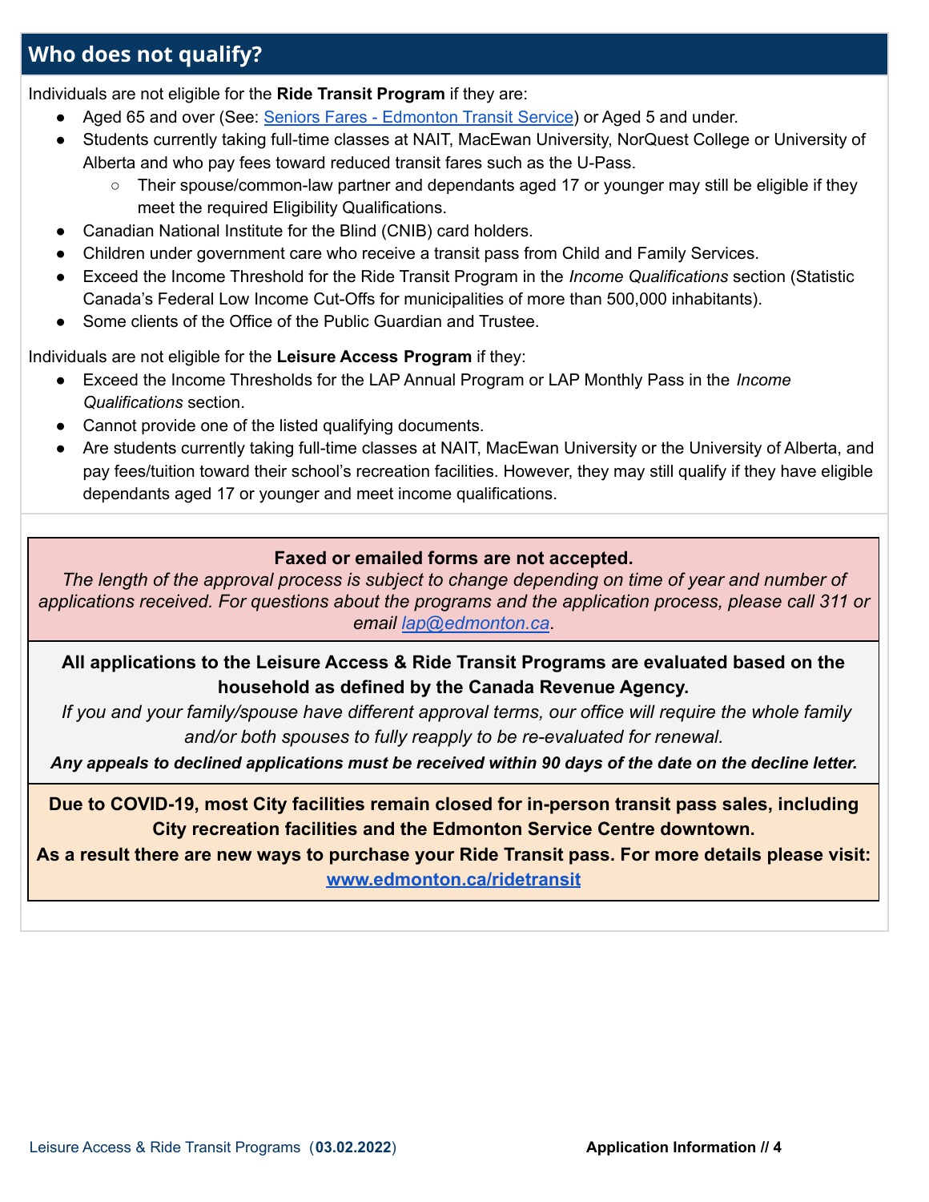## Who does not qualify?

Individuals are not eligible for the **Ride Transit Program** if they are:

- Aged 65 and over (See: [Seniors Fares - Edmonton Transit Service]) or Aged 5 and under.
- Students currently taking full-time classes at NAIT, MacEwan University, NorQuest College or University of Alberta and who pay fees toward reduced transit fares such as the U-Pass.
  - Their spouse/common-law partner and dependants aged 17 or younger may still be eligible if they meet the required Eligibility Qualifications.
- Canadian National Institute for the Blind (CNIB) card holders.
- Children under government care who receive a transit pass from Child and Family Services.
- Exceed the Income Threshold for the Ride Transit Program in the *Income Qualifications* section (Statistic Canada's Federal Low Income Cut-Offs for municipalities of more than 500,000 inhabitants).
- Some clients of the Office of the Public Guardian and Trustee.

Individuals are not eligible for the **Leisure Access Program** if they:

- Exceed the Income Thresholds for the LAP Annual Program or LAP Monthly Pass in the *Income Qualifications* section.
- Cannot provide one of the listed qualifying documents.
- Are students currently taking full-time classes at NAIT, MacEwan University or the University of Alberta, and pay fees/tuition toward their school's recreation facilities. However, they may still qualify if they have eligible dependants aged 17 or younger and meet income qualifications.

**Faxed or emailed forms are not accepted.**
*The length of the approval process is subject to change depending on time of year and number of applications received. For questions about the programs and the application process, please call 311 or email lap@edmonton.ca.*

**All applications to the Leisure Access & Ride Transit Programs are evaluated based on the household as defined by the Canada Revenue Agency.**
*If you and your family/spouse have different approval terms, our office will require the whole family and/or both spouses to fully reapply to be re-evaluated for renewal.*
***Any appeals to declined applications must be received within 90 days of the date on the decline letter.***

**Due to COVID-19, most City facilities remain closed for in-person transit pass sales, including City recreation facilities and the Edmonton Service Centre downtown.**
**As a result there are new ways to purchase your Ride Transit pass. For more details please visit: www.edmonton.ca/ridetransit**